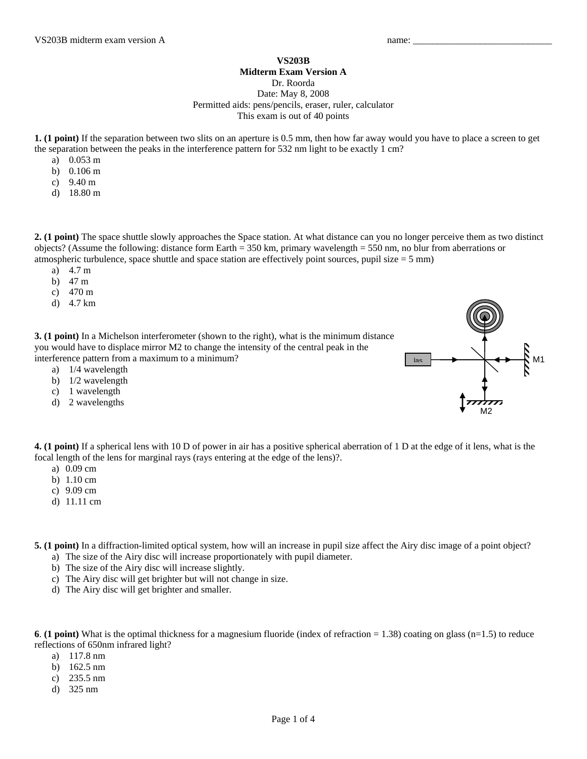VS203B midterm exam version A name: ______________________________

**VS203B**
**Midterm Exam Version A**
Dr. Roorda
Date: May 8, 2008
Permitted aids: pens/pencils, eraser, ruler, calculator
This exam is out of 40 points

**1. (1 point)** If the separation between two slits on an aperture is 0.5 mm, then how far away would you have to place a screen to get the separation between the peaks in the interference pattern for 532 nm light to be exactly 1 cm?

a) 0.053 m
b) 0.106 m
c) 9.40 m
d) 18.80 m

**2. (1 point)** The space shuttle slowly approaches the Space station. At what distance can you no longer perceive them as two distinct objects? (Assume the following: distance form Earth = 350 km, primary wavelength = 550 nm, no blur from aberrations or atmospheric turbulence, space shuttle and space station are effectively point sources, pupil size = 5 mm)

a) 4.7 m
b) 47 m
c) 470 m
d) 4.7 km

**3. (1 point)** In a Michelson interferometer (shown to the right), what is the minimum distance you would have to displace mirror M2 to change the intensity of the central peak in the interference pattern from a maximum to a minimum?

a) 1/4 wavelength
b) 1/2 wavelength
c) 1 wavelength
d) 2 wavelengths

**4. (1 point)** If a spherical lens with 10 D of power in air has a positive spherical aberration of 1 D at the edge of it lens, what is the focal length of the lens for marginal rays (rays entering at the edge of the lens)?.

a) 0.09 cm
b) 1.10 cm
c) 9.09 cm
d) 11.11 cm

**5. (1 point)** In a diffraction-limited optical system, how will an increase in pupil size affect the Airy disc image of a point object?

a) The size of the Airy disc will increase proportionately with pupil diameter.
b) The size of the Airy disc will increase slightly.
c) The Airy disc will get brighter but will not change in size.
d) The Airy disc will get brighter and smaller.

**6. (1 point)** What is the optimal thickness for a magnesium fluoride (index of refraction = 1.38) coating on glass (n=1.5) to reduce reflections of 650nm infrared light?

a) 117.8 nm
b) 162.5 nm
c) 235.5 nm
d) 325 nm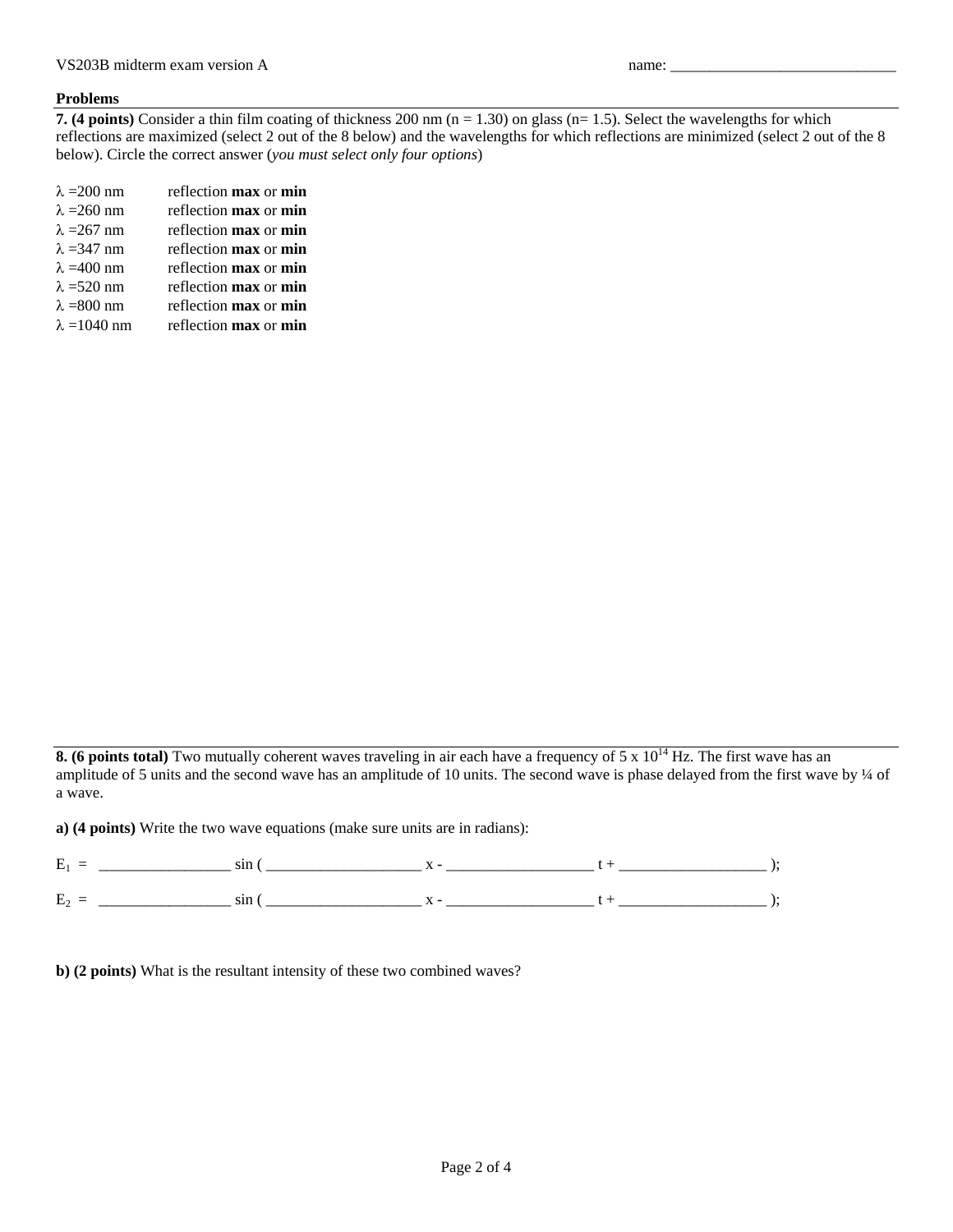VS203B midterm exam version A name: _____________________________

**Problems**

**7. (4 points)** Consider a thin film coating of thickness 200 nm (n = 1.30) on glass (n= 1.5). Select the wavelengths for which reflections are maximized (select 2 out of the 8 below) and the wavelengths for which reflections are minimized (select 2 out of the 8 below). Circle the correct answer (*you must select only four options*)

$\lambda$ =200 nm reflection **max** or **min**
$\lambda$ =260 nm reflection **max** or **min**
$\lambda$ =267 nm reflection **max** or **min**
$\lambda$ =347 nm reflection **max** or **min**
$\lambda$ =400 nm reflection **max** or **min**
$\lambda$ =520 nm reflection **max** or **min**
$\lambda$ =800 nm reflection **max** or **min**
$\lambda$ =1040 nm reflection **max** or **min**

**8. (6 points total)** Two mutually coherent waves traveling in air each have a frequency of $5 \times 10^{14}$ Hz. The first wave has an amplitude of 5 units and the second wave has an amplitude of 10 units. The second wave is phase delayed from the first wave by ¼ of a wave.

**a) (4 points)** Write the two wave equations (make sure units are in radians):

$E_1$ = ________________ sin ( ___________________ x - __________________ t + __________________ );

$E_2$ = ________________ sin ( ___________________ x - __________________ t + __________________ );

**b) (2 points)** What is the resultant intensity of these two combined waves?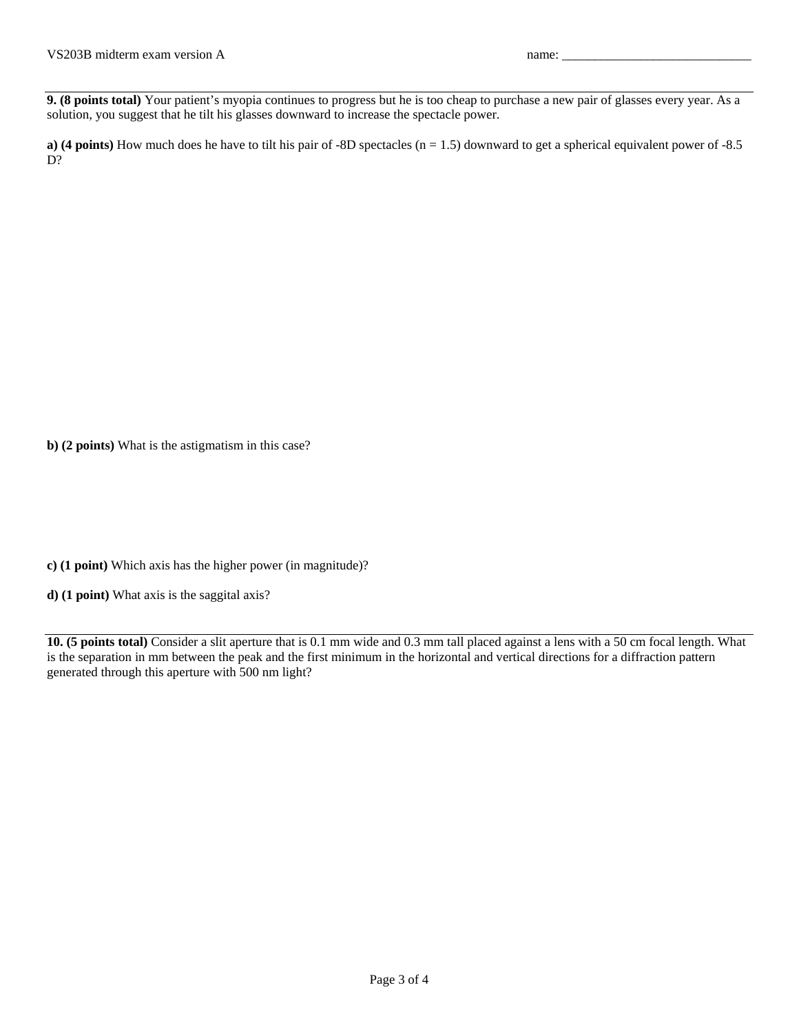**9. (8 points total)** Your patient's myopia continues to progress but he is too cheap to purchase a new pair of glasses every year. As a solution, you suggest that he tilt his glasses downward to increase the spectacle power.

**a) (4 points)** How much does he have to tilt his pair of -8D spectacles (n = 1.5) downward to get a spherical equivalent power of -8.5 D?

**b) (2 points)** What is the astigmatism in this case?

**c) (1 point)** Which axis has the higher power (in magnitude)?

**d) (1 point)** What axis is the saggital axis?

**10. (5 points total)** Consider a slit aperture that is 0.1 mm wide and 0.3 mm tall placed against a lens with a 50 cm focal length. What is the separation in mm between the peak and the first minimum in the horizontal and vertical directions for a diffraction pattern generated through this aperture with 500 nm light?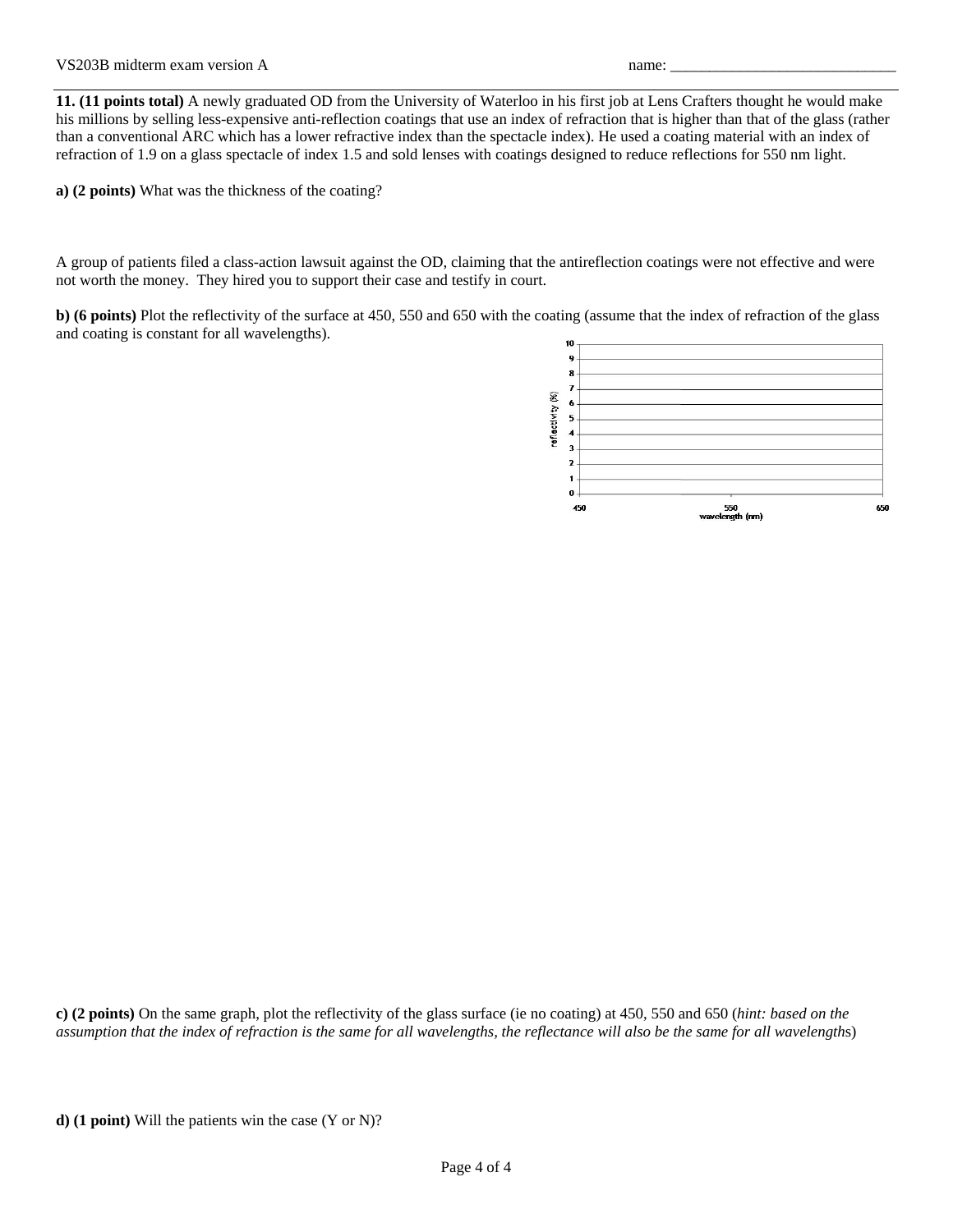**11. (11 points total)** A newly graduated OD from the University of Waterloo in his first job at Lens Crafters thought he would make his millions by selling less-expensive anti-reflection coatings that use an index of refraction that is higher than that of the glass (rather than a conventional ARC which has a lower refractive index than the spectacle index). He used a coating material with an index of refraction of 1.9 on a glass spectacle of index 1.5 and sold lenses with coatings designed to reduce reflections for 550 nm light.

**a) (2 points)** What was the thickness of the coating?

A group of patients filed a class-action lawsuit against the OD, claiming that the antireflection coatings were not effective and were not worth the money. They hired you to support their case and testify in court.

**b) (6 points)** Plot the reflectivity of the surface at 450, 550 and 650 with the coating (assume that the index of refraction of the glass and coating is constant for all wavelengths).

reflectivity (%)
10
9
8
7
6
5
4
3
2
1
0
450
550
650
wavelength (nm)

**c) (2 points)** On the same graph, plot the reflectivity of the glass surface (ie no coating) at 450, 550 and 650 (*hint: based on the assumption that the index of refraction is the same for all wavelengths, the reflectance will also be the same for all wavelengths*)

**d) (1 point)** Will the patients win the case (Y or N)?